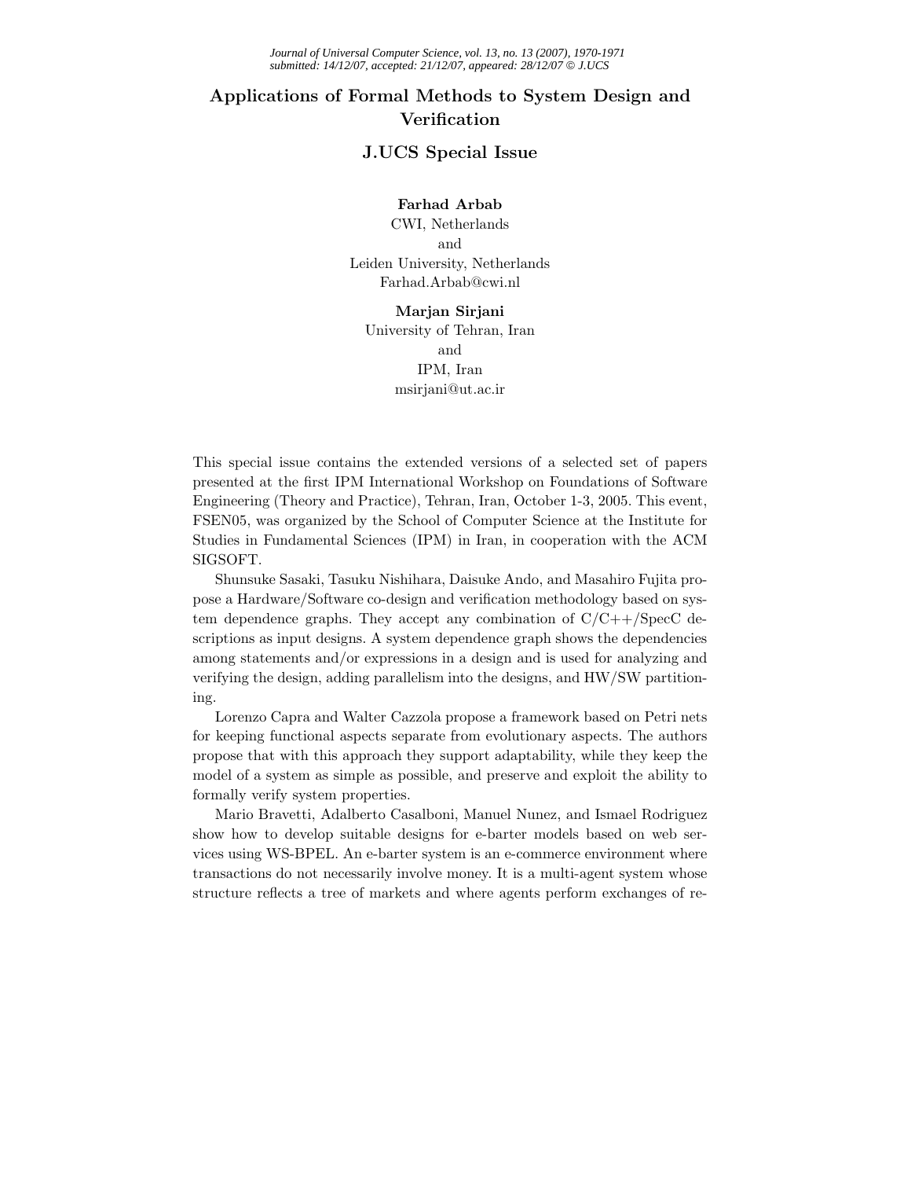# Applications of Formal Methods to System Design and Verification

## J.UCS Special Issue

**Farhad Arbab**
CWI, Netherlands
and
Leiden University, Netherlands
Farhad.Arbab@cwi.nl

**Marjan Sirjani**
University of Tehran, Iran
and
IPM, Iran
msirjani@ut.ac.ir

This special issue contains the extended versions of a selected set of papers presented at the first IPM International Workshop on Foundations of Software Engineering (Theory and Practice), Tehran, Iran, October 1-3, 2005. This event, FSEN05, was organized by the School of Computer Science at the Institute for Studies in Fundamental Sciences (IPM) in Iran, in cooperation with the ACM SIGSOFT.

Shunsuke Sasaki, Tasuku Nishihara, Daisuke Ando, and Masahiro Fujita propose a Hardware/Software co-design and verification methodology based on system dependence graphs. They accept any combination of C/C++/SpecC descriptions as input designs. A system dependence graph shows the dependencies among statements and/or expressions in a design and is used for analyzing and verifying the design, adding parallelism into the designs, and HW/SW partitioning.

Lorenzo Capra and Walter Cazzola propose a framework based on Petri nets for keeping functional aspects separate from evolutionary aspects. The authors propose that with this approach they support adaptability, while they keep the model of a system as simple as possible, and preserve and exploit the ability to formally verify system properties.

Mario Bravetti, Adalberto Casalboni, Manuel Nunez, and Ismael Rodriguez show how to develop suitable designs for e-barter models based on web services using WS-BPEL. An e-barter system is an e-commerce environment where transactions do not necessarily involve money. It is a multi-agent system whose structure reflects a tree of markets and where agents perform exchanges of re-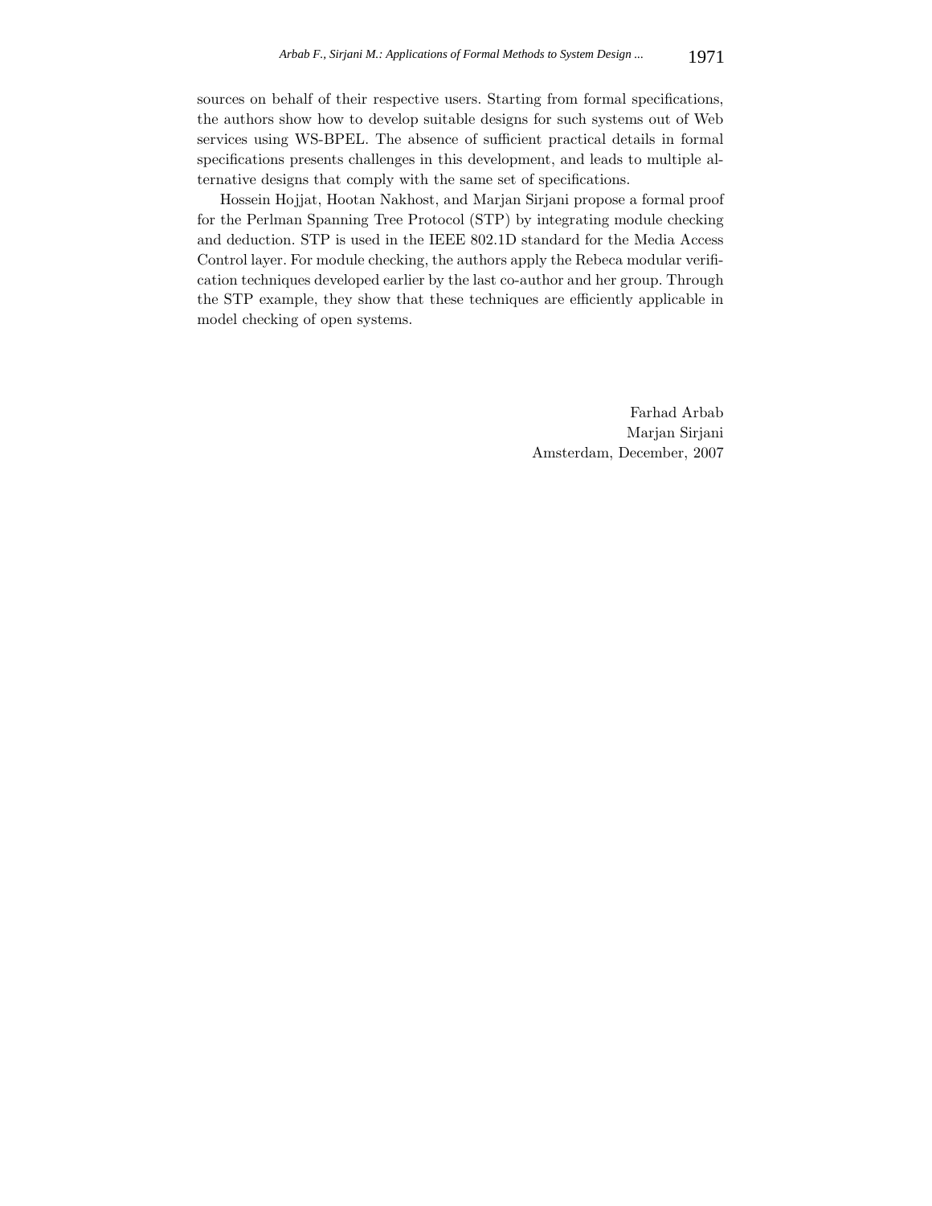sources on behalf of their respective users. Starting from formal specifications, the authors show how to develop suitable designs for such systems out of Web services using WS-BPEL. The absence of sufficient practical details in formal specifications presents challenges in this development, and leads to multiple alternative designs that comply with the same set of specifications.

Hossein Hojjat, Hootan Nakhost, and Marjan Sirjani propose a formal proof for the Perlman Spanning Tree Protocol (STP) by integrating module checking and deduction. STP is used in the IEEE 802.1D standard for the Media Access Control layer. For module checking, the authors apply the Rebeca modular verification techniques developed earlier by the last co-author and her group. Through the STP example, they show that these techniques are efficiently applicable in model checking of open systems.

Farhad Arbab
Marjan Sirjani
Amsterdam, December, 2007